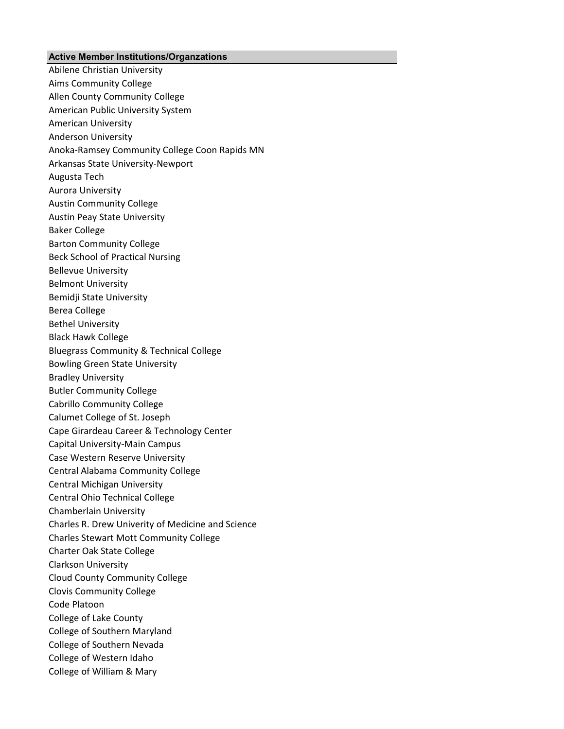| Active Member Institutions/Organzations |
| --- |
| Abilene Christian University |
| Aims Community College |
| Allen County Community College |
| American Public University System |
| American University |
| Anderson University |
| Anoka-Ramsey Community College Coon Rapids MN |
| Arkansas State University-Newport |
| Augusta Tech |
| Aurora University |
| Austin Community College |
| Austin Peay State University |
| Baker College |
| Barton Community College |
| Beck School of Practical Nursing |
| Bellevue University |
| Belmont University |
| Bemidji State University |
| Berea College |
| Bethel University |
| Black Hawk College |
| Bluegrass Community & Technical College |
| Bowling Green State University |
| Bradley University |
| Butler Community College |
| Cabrillo Community College |
| Calumet College of St. Joseph |
| Cape Girardeau Career & Technology Center |
| Capital University-Main Campus |
| Case Western Reserve University |
| Central Alabama Community College |
| Central Michigan University |
| Central Ohio Technical College |
| Chamberlain University |
| Charles R. Drew Univerity of Medicine and Science |
| Charles Stewart Mott Community College |
| Charter Oak State College |
| Clarkson University |
| Cloud County Community College |
| Clovis Community College |
| Code Platoon |
| College of Lake County |
| College of Southern Maryland |
| College of Southern Nevada |
| College of Western Idaho |
| College of William & Mary |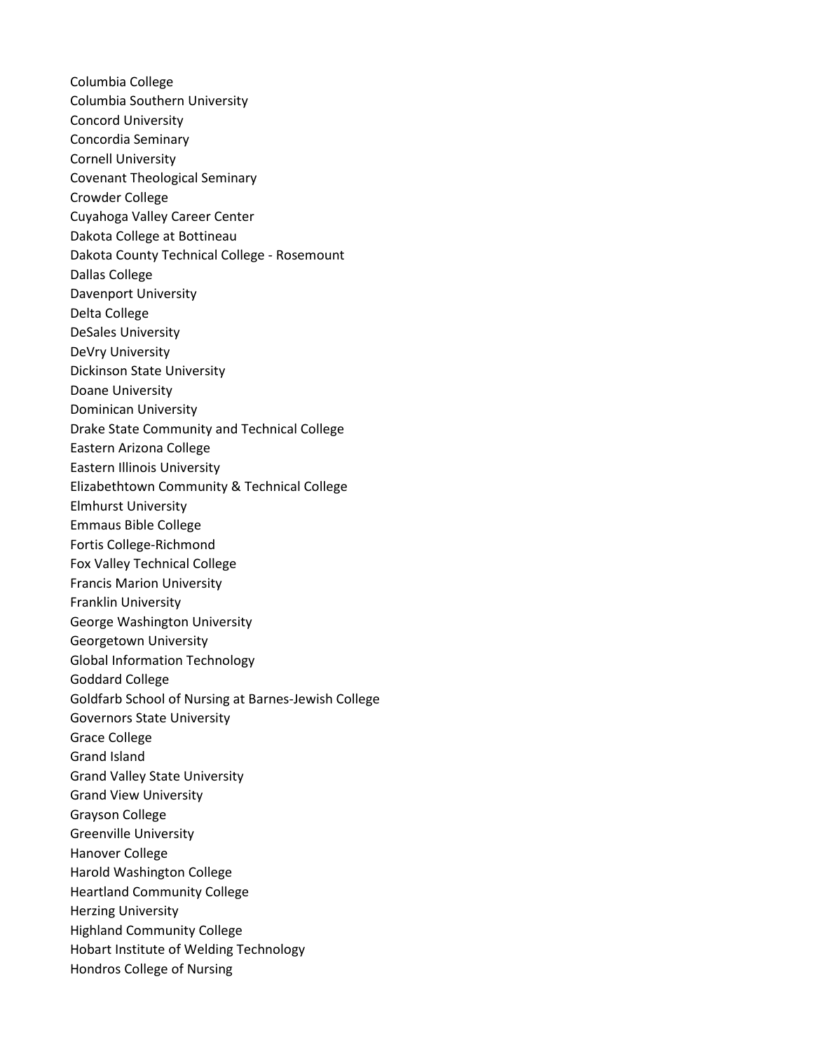Columbia College
Columbia Southern University
Concord University
Concordia Seminary
Cornell University
Covenant Theological Seminary
Crowder College
Cuyahoga Valley Career Center
Dakota College at Bottineau
Dakota County Technical College - Rosemount
Dallas College
Davenport University
Delta College
DeSales University
DeVry University
Dickinson State University
Doane University
Dominican University
Drake State Community and Technical College
Eastern Arizona College
Eastern Illinois University
Elizabethtown Community & Technical College
Elmhurst University
Emmaus Bible College
Fortis College-Richmond
Fox Valley Technical College
Francis Marion University
Franklin University
George Washington University
Georgetown University
Global Information Technology
Goddard College
Goldfarb School of Nursing at Barnes-Jewish College
Governors State University
Grace College
Grand Island
Grand Valley State University
Grand View University
Grayson College
Greenville University
Hanover College
Harold Washington College
Heartland Community College
Herzing University
Highland Community College
Hobart Institute of Welding Technology
Hondros College of Nursing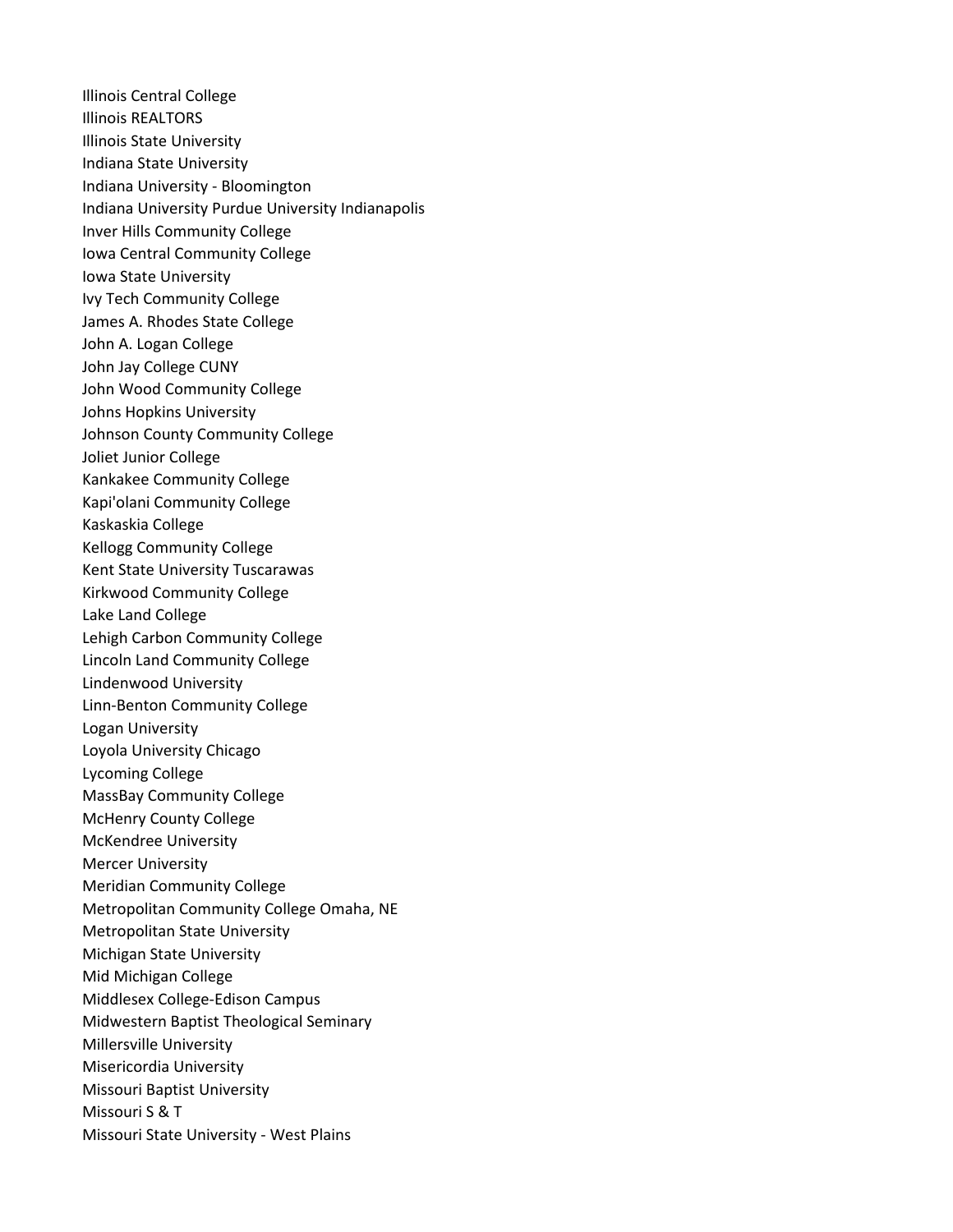Illinois Central College
Illinois REALTORS
Illinois State University
Indiana State University
Indiana University - Bloomington
Indiana University Purdue University Indianapolis
Inver Hills Community College
Iowa Central Community College
Iowa State University
Ivy Tech Community College
James A. Rhodes State College
John A. Logan College
John Jay College CUNY
John Wood Community College
Johns Hopkins University
Johnson County Community College
Joliet Junior College
Kankakee Community College
Kapi'olani Community College
Kaskaskia College
Kellogg Community College
Kent State University Tuscarawas
Kirkwood Community College
Lake Land College
Lehigh Carbon Community College
Lincoln Land Community College
Lindenwood University
Linn-Benton Community College
Logan University
Loyola University Chicago
Lycoming College
MassBay Community College
McHenry County College
McKendree University
Mercer University
Meridian Community College
Metropolitan Community College Omaha, NE
Metropolitan State University
Michigan State University
Mid Michigan College
Middlesex College-Edison Campus
Midwestern Baptist Theological Seminary
Millersville University
Misericordia University
Missouri Baptist University
Missouri S & T
Missouri State University - West Plains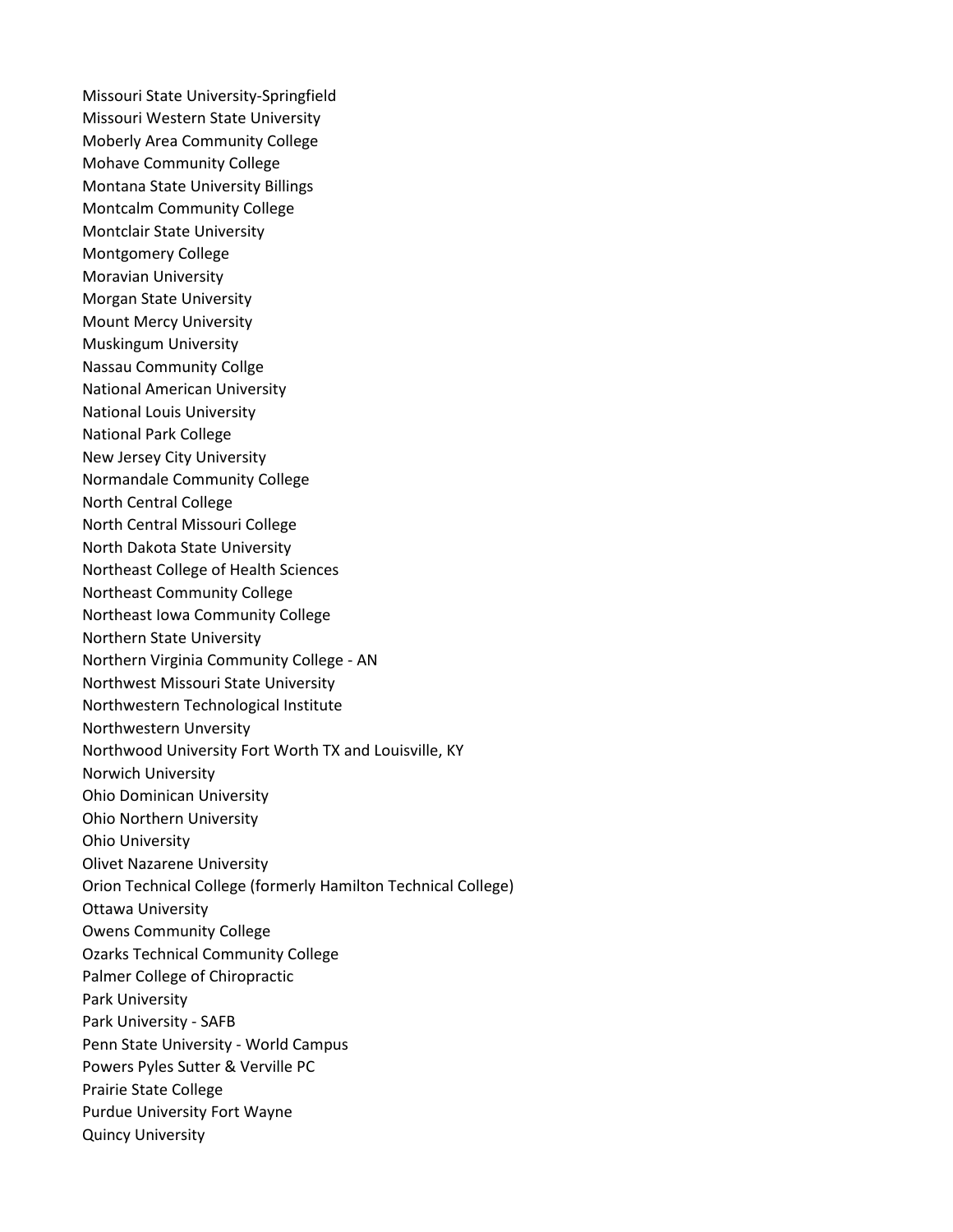Missouri State University-Springfield
Missouri Western State University
Moberly Area Community College
Mohave Community College
Montana State University Billings
Montcalm Community College
Montclair State University
Montgomery College
Moravian University
Morgan State University
Mount Mercy University
Muskingum University
Nassau Community Collge
National American University
National Louis University
National Park College
New Jersey City University
Normandale Community College
North Central College
North Central Missouri College
North Dakota State University
Northeast College of Health Sciences
Northeast Community College
Northeast Iowa Community College
Northern State University
Northern Virginia Community College - AN
Northwest Missouri State University
Northwestern Technological Institute
Northwestern Unversity
Northwood University Fort Worth TX and Louisville, KY
Norwich University
Ohio Dominican University
Ohio Northern University
Ohio University
Olivet Nazarene University
Orion Technical College (formerly Hamilton Technical College)
Ottawa University
Owens Community College
Ozarks Technical Community College
Palmer College of Chiropractic
Park University
Park University - SAFB
Penn State University - World Campus
Powers Pyles Sutter & Verville PC
Prairie State College
Purdue University Fort Wayne
Quincy University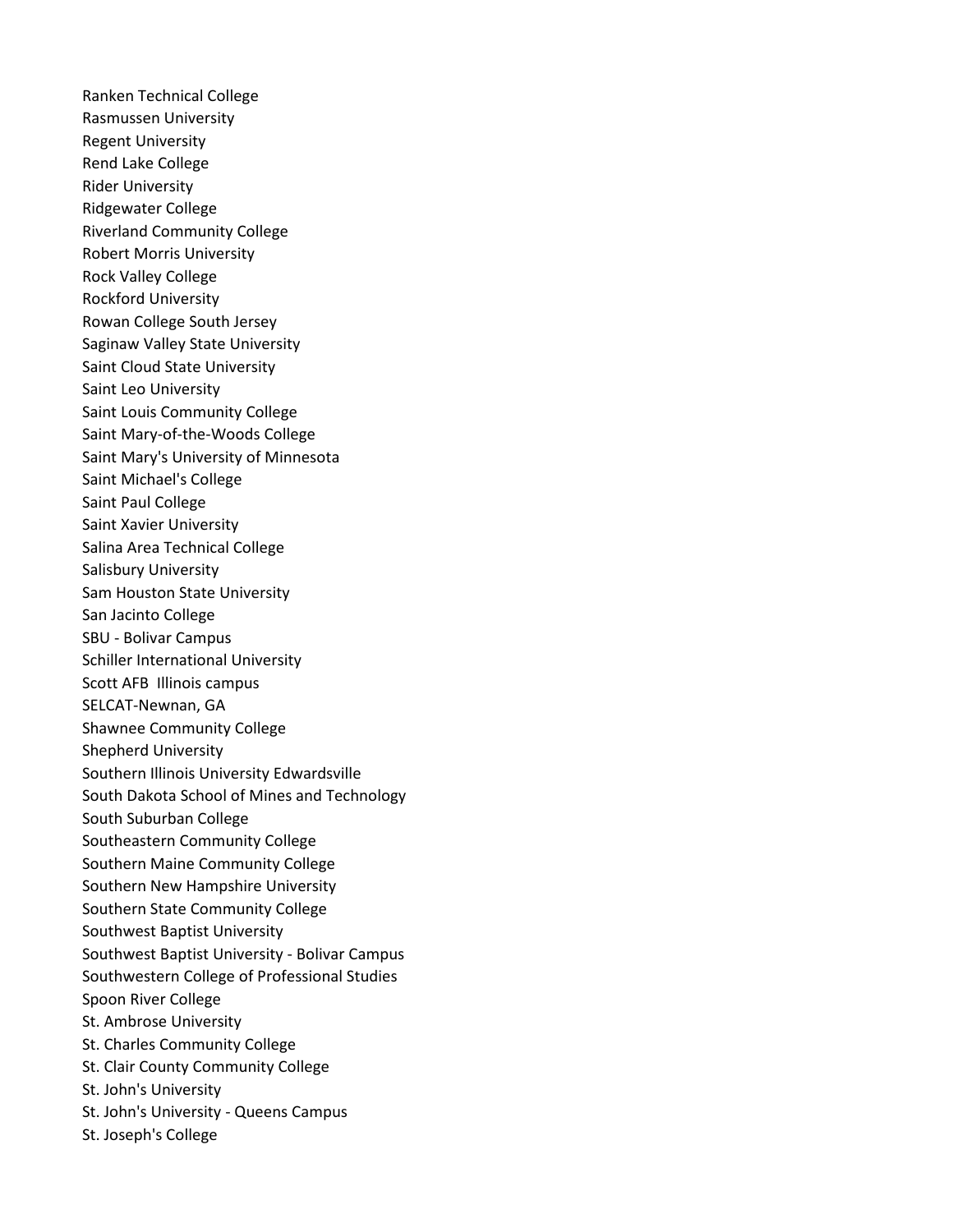Ranken Technical College
Rasmussen University
Regent University
Rend Lake College
Rider University
Ridgewater College
Riverland Community College
Robert Morris University
Rock Valley College
Rockford University
Rowan College South Jersey
Saginaw Valley State University
Saint Cloud State University
Saint Leo University
Saint Louis Community College
Saint Mary-of-the-Woods College
Saint Mary's University of Minnesota
Saint Michael's College
Saint Paul College
Saint Xavier University
Salina Area Technical College
Salisbury University
Sam Houston State University
San Jacinto College
SBU - Bolivar Campus
Schiller International University
Scott AFB  Illinois campus
SELCAT-Newnan, GA
Shawnee Community College
Shepherd University
Southern Illinois University Edwardsville
South Dakota School of Mines and Technology
South Suburban College
Southeastern Community College
Southern Maine Community College
Southern New Hampshire University
Southern State Community College
Southwest Baptist University
Southwest Baptist University - Bolivar Campus
Southwestern College of Professional Studies
Spoon River College
St. Ambrose University
St. Charles Community College
St. Clair County Community College
St. John's University
St. John's University - Queens Campus
St. Joseph's College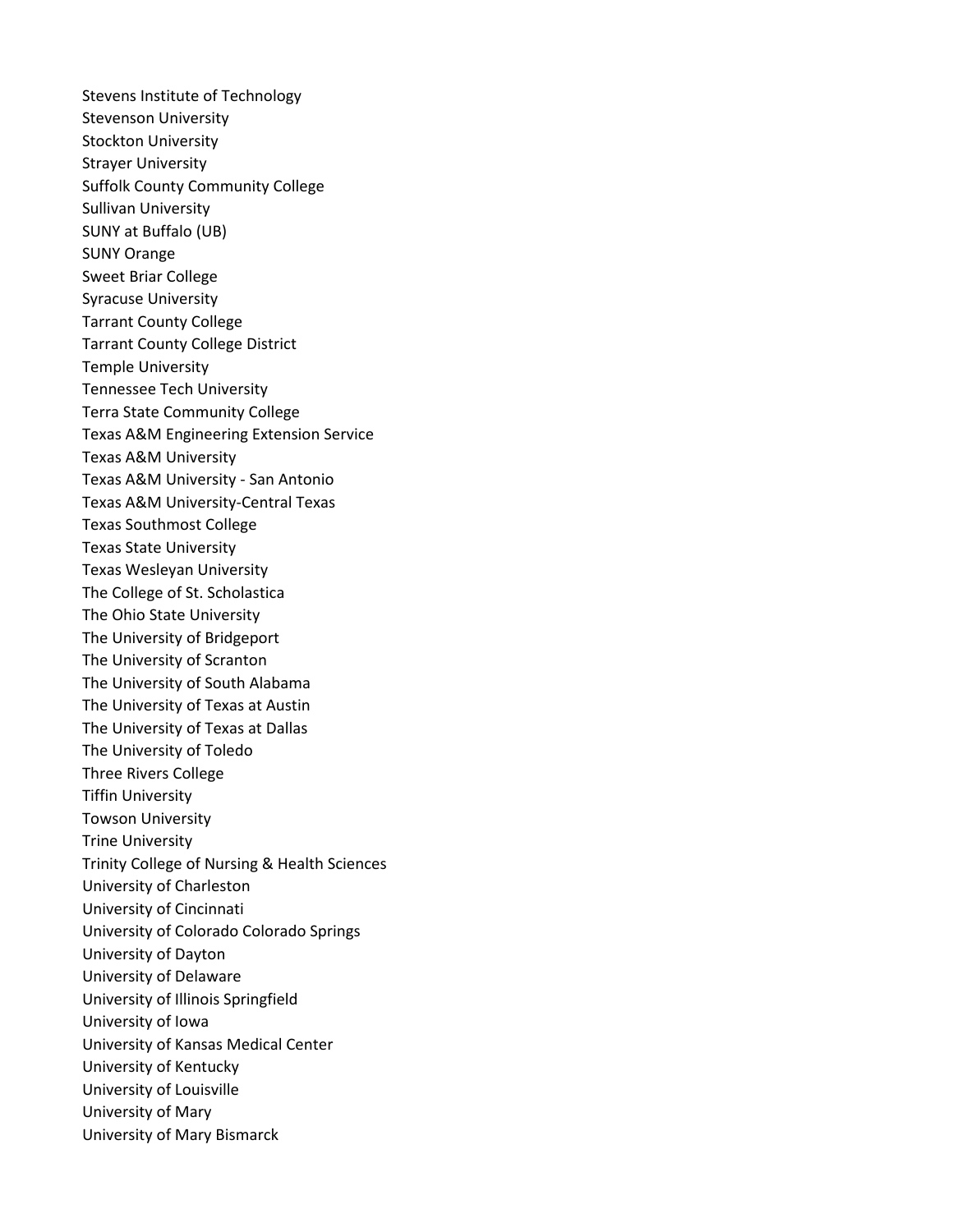Stevens Institute of Technology
Stevenson University
Stockton University
Strayer University
Suffolk County Community College
Sullivan University
SUNY at Buffalo (UB)
SUNY Orange
Sweet Briar College
Syracuse University
Tarrant County College
Tarrant County College District
Temple University
Tennessee Tech University
Terra State Community College
Texas A&M Engineering Extension Service
Texas A&M University
Texas A&M University - San Antonio
Texas A&M University-Central Texas
Texas Southmost College
Texas State University
Texas Wesleyan University
The College of St. Scholastica
The Ohio State University
The University of Bridgeport
The University of Scranton
The University of South Alabama
The University of Texas at Austin
The University of Texas at Dallas
The University of Toledo
Three Rivers College
Tiffin University
Towson University
Trine University
Trinity College of Nursing & Health Sciences
University of Charleston
University of Cincinnati
University of Colorado Colorado Springs
University of Dayton
University of Delaware
University of Illinois Springfield
University of Iowa
University of Kansas Medical Center
University of Kentucky
University of Louisville
University of Mary
University of Mary Bismarck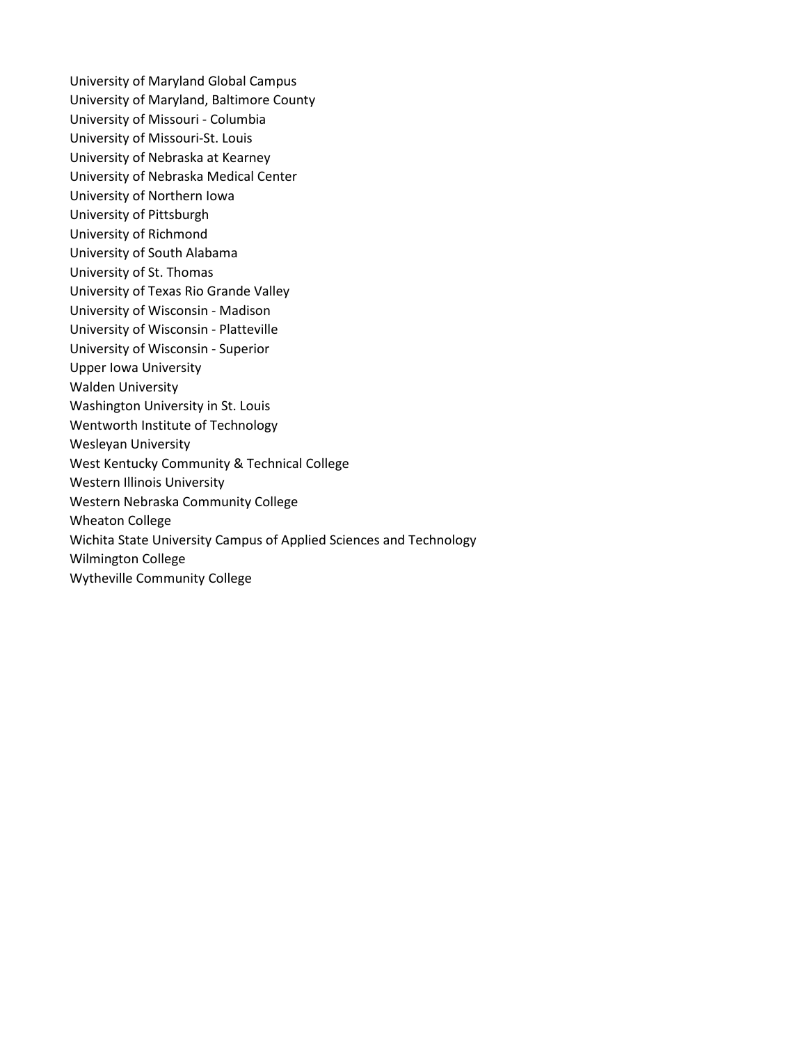University of Maryland Global Campus
University of Maryland, Baltimore County
University of Missouri - Columbia
University of Missouri-St. Louis
University of Nebraska at Kearney
University of Nebraska Medical Center
University of Northern Iowa
University of Pittsburgh
University of Richmond
University of South Alabama
University of St. Thomas
University of Texas Rio Grande Valley
University of Wisconsin - Madison
University of Wisconsin - Platteville
University of Wisconsin - Superior
Upper Iowa University
Walden University
Washington University in St. Louis
Wentworth Institute of Technology
Wesleyan University
West Kentucky Community & Technical College
Western Illinois University
Western Nebraska Community College
Wheaton College
Wichita State University Campus of Applied Sciences and Technology
Wilmington College
Wytheville Community College